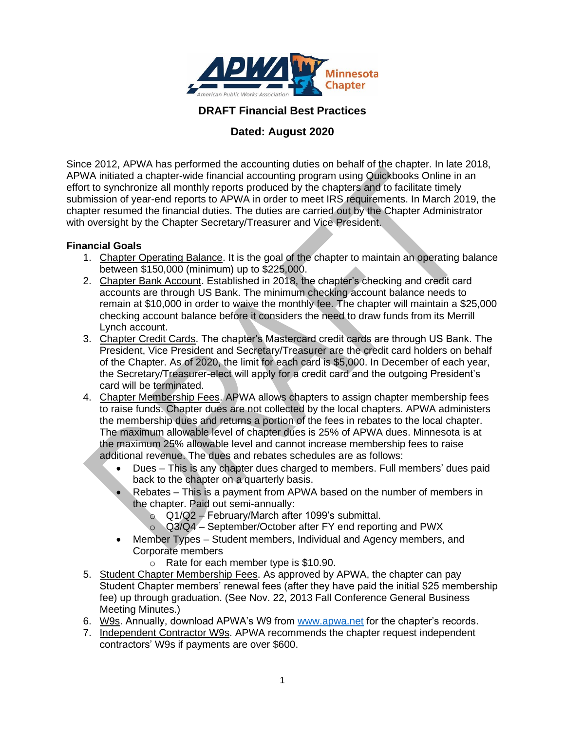**DRAFT Financial Best Practices**

**Dated: August 2020**

Since 2012, APWA has performed the accounting duties on behalf of the chapter. In late 2018, APWA initiated a chapter-wide financial accounting program using Quickbooks Online in an effort to synchronize all monthly reports produced by the chapters and to facilitate timely submission of year-end reports to APWA in order to meet IRS requirements. In March 2019, the chapter resumed the financial duties. The duties are carried out by the Chapter Administrator with oversight by the Chapter Secretary/Treasurer and Vice President.

## Financial Goals

1. Chapter Operating Balance. It is the goal of the chapter to maintain an operating balance between $150,000 (minimum) up to $225,000.
2. Chapter Bank Account. Established in 2018, the chapter's checking and credit card accounts are through US Bank. The minimum checking account balance needs to remain at $10,000 in order to waive the monthly fee. The chapter will maintain a $25,000 checking account balance before it considers the need to draw funds from its Merrill Lynch account.
3. Chapter Credit Cards. The chapter's Mastercard credit cards are through US Bank. The President, Vice President and Secretary/Treasurer are the credit card holders on behalf of the Chapter. As of 2020, the limit for each card is $5,000. In December of each year, the Secretary/Treasurer-elect will apply for a credit card and the outgoing President's card will be terminated.
4. Chapter Membership Fees. APWA allows chapters to assign chapter membership fees to raise funds. Chapter dues are not collected by the local chapters. APWA administers the membership dues and returns a portion of the fees in rebates to the local chapter. The maximum allowable level of chapter dues is 25% of APWA dues. Minnesota is at the maximum 25% allowable level and cannot increase membership fees to raise additional revenue. The dues and rebates schedules are as follows:
   - Dues – This is any chapter dues charged to members. Full members' dues paid back to the chapter on a quarterly basis.
   - Rebates – This is a payment from APWA based on the number of members in the chapter. Paid out semi-annually:
     - Q1/Q2 – February/March after 1099's submittal.
     - Q3/Q4 – September/October after FY end reporting and PWX
   - Member Types – Student members, Individual and Agency members, and Corporate members
     - Rate for each member type is $10.90.
5. Student Chapter Membership Fees. As approved by APWA, the chapter can pay Student Chapter members' renewal fees (after they have paid the initial $25 membership fee) up through graduation. (See Nov. 22, 2013 Fall Conference General Business Meeting Minutes.)
6. W9s. Annually, download APWA's W9 from www.apwa.net for the chapter's records.
7. Independent Contractor W9s. APWA recommends the chapter request independent contractors' W9s if payments are over $600.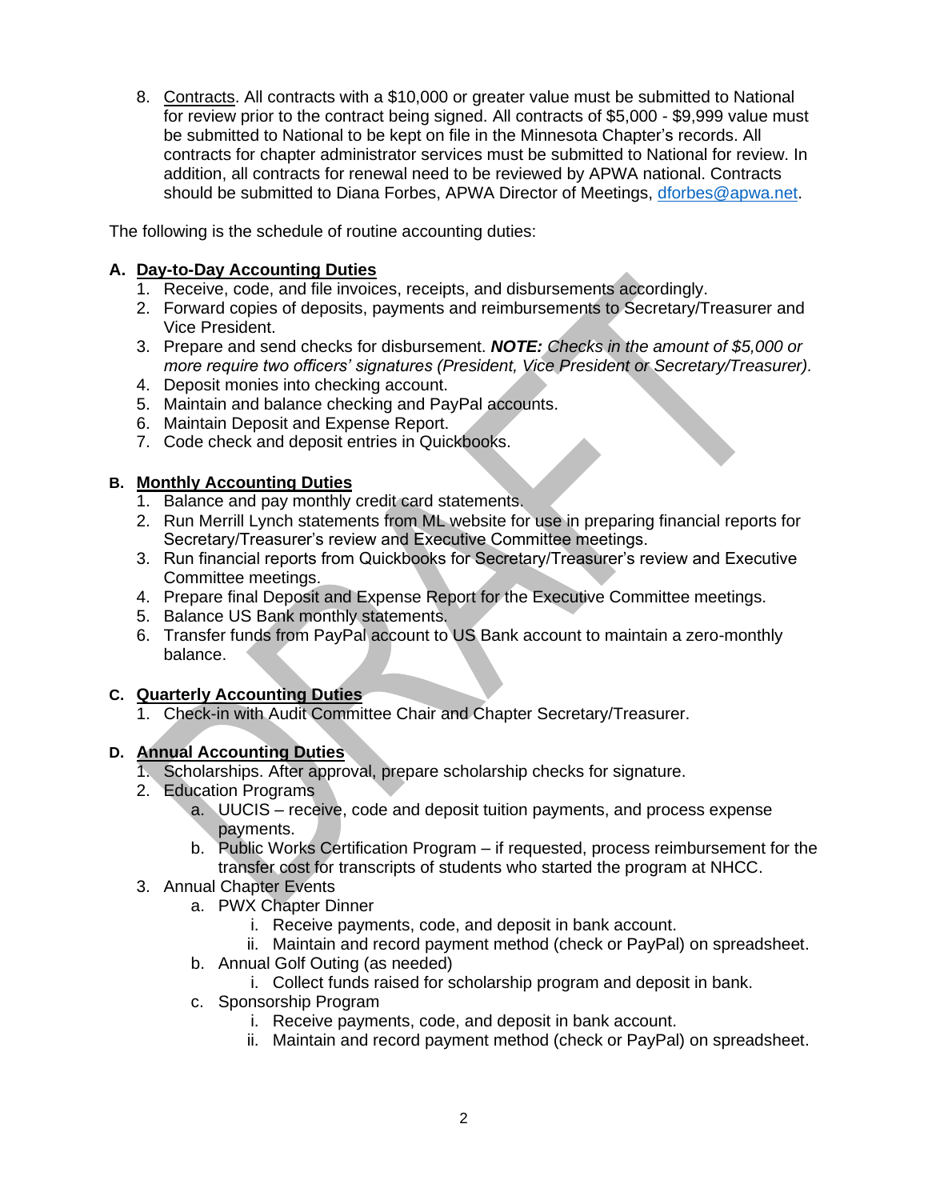8. Contracts. All contracts with a $10,000 or greater value must be submitted to National for review prior to the contract being signed. All contracts of $5,000 - $9,999 value must be submitted to National to be kept on file in the Minnesota Chapter's records. All contracts for chapter administrator services must be submitted to National for review. In addition, all contracts for renewal need to be reviewed by APWA national. Contracts should be submitted to Diana Forbes, APWA Director of Meetings, dforbes@apwa.net.

The following is the schedule of routine accounting duties:

**A. Day-to-Day Accounting Duties**

1. Receive, code, and file invoices, receipts, and disbursements accordingly.
2. Forward copies of deposits, payments and reimbursements to Secretary/Treasurer and Vice President.
3. Prepare and send checks for disbursement. ***NOTE:*** *Checks in the amount of $5,000 or more require two officers' signatures (President, Vice President or Secretary/Treasurer).*
4. Deposit monies into checking account.
5. Maintain and balance checking and PayPal accounts.
6. Maintain Deposit and Expense Report.
7. Code check and deposit entries in Quickbooks.

**B. Monthly Accounting Duties**

1. Balance and pay monthly credit card statements.
2. Run Merrill Lynch statements from ML website for use in preparing financial reports for Secretary/Treasurer's review and Executive Committee meetings.
3. Run financial reports from Quickbooks for Secretary/Treasurer's review and Executive Committee meetings.
4. Prepare final Deposit and Expense Report for the Executive Committee meetings.
5. Balance US Bank monthly statements.
6. Transfer funds from PayPal account to US Bank account to maintain a zero-monthly balance.

**C. Quarterly Accounting Duties**

1. Check-in with Audit Committee Chair and Chapter Secretary/Treasurer.

**D. Annual Accounting Duties**

1. Scholarships. After approval, prepare scholarship checks for signature.
2. Education Programs
   a. UUCIS – receive, code and deposit tuition payments, and process expense payments.
   b. Public Works Certification Program – if requested, process reimbursement for the transfer cost for transcripts of students who started the program at NHCC.
3. Annual Chapter Events
   a. PWX Chapter Dinner
      i. Receive payments, code, and deposit in bank account.
      ii. Maintain and record payment method (check or PayPal) on spreadsheet.
   b. Annual Golf Outing (as needed)
      i. Collect funds raised for scholarship program and deposit in bank.
   c. Sponsorship Program
      i. Receive payments, code, and deposit in bank account.
      ii. Maintain and record payment method (check or PayPal) on spreadsheet.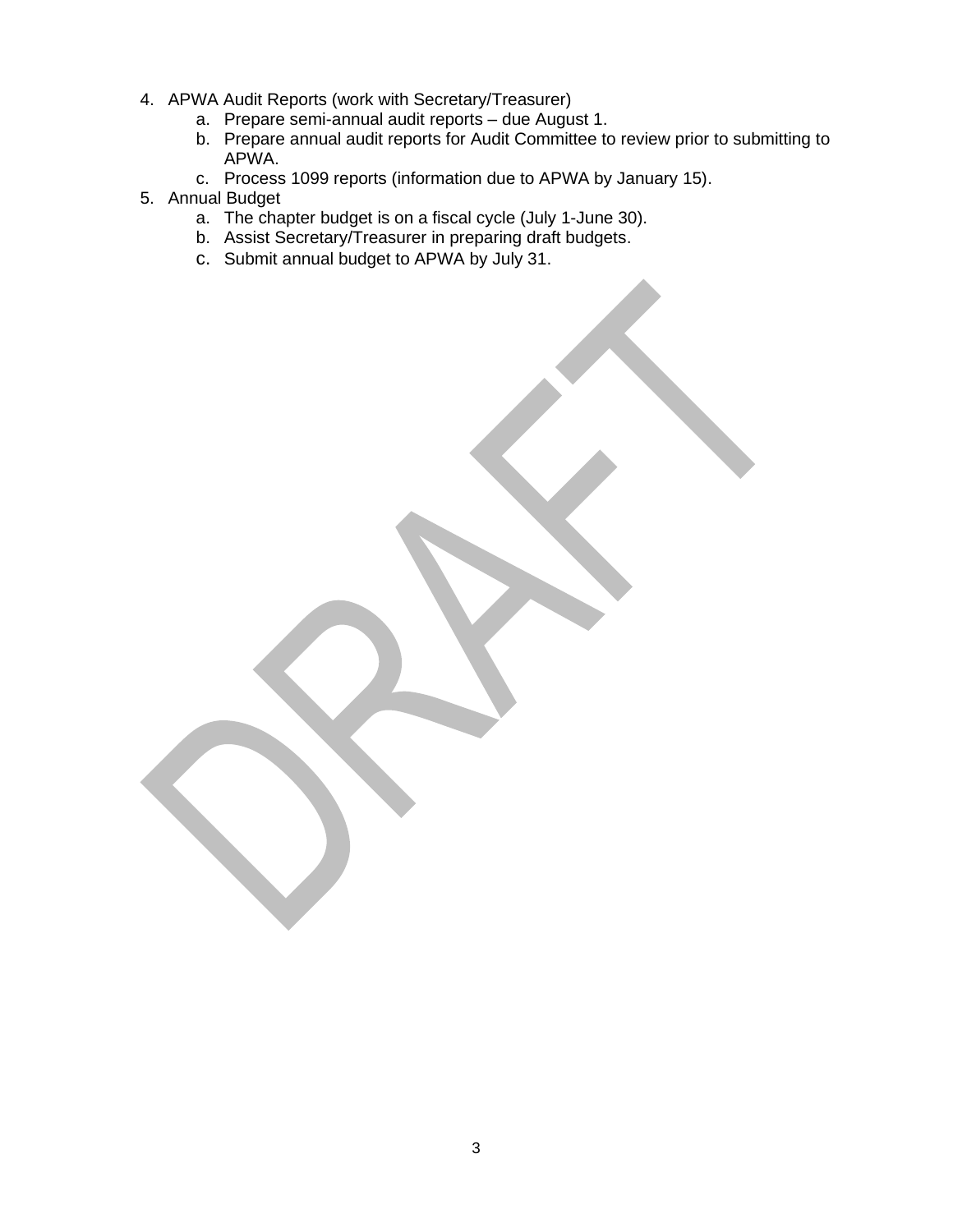4. APWA Audit Reports (work with Secretary/Treasurer)
    a. Prepare semi-annual audit reports – due August 1.
    b. Prepare annual audit reports for Audit Committee to review prior to submitting to APWA.
    c. Process 1099 reports (information due to APWA by January 15).
5. Annual Budget
    a. The chapter budget is on a fiscal cycle (July 1-June 30).
    b. Assist Secretary/Treasurer in preparing draft budgets.
    c. Submit annual budget to APWA by July 31.

DRAFT